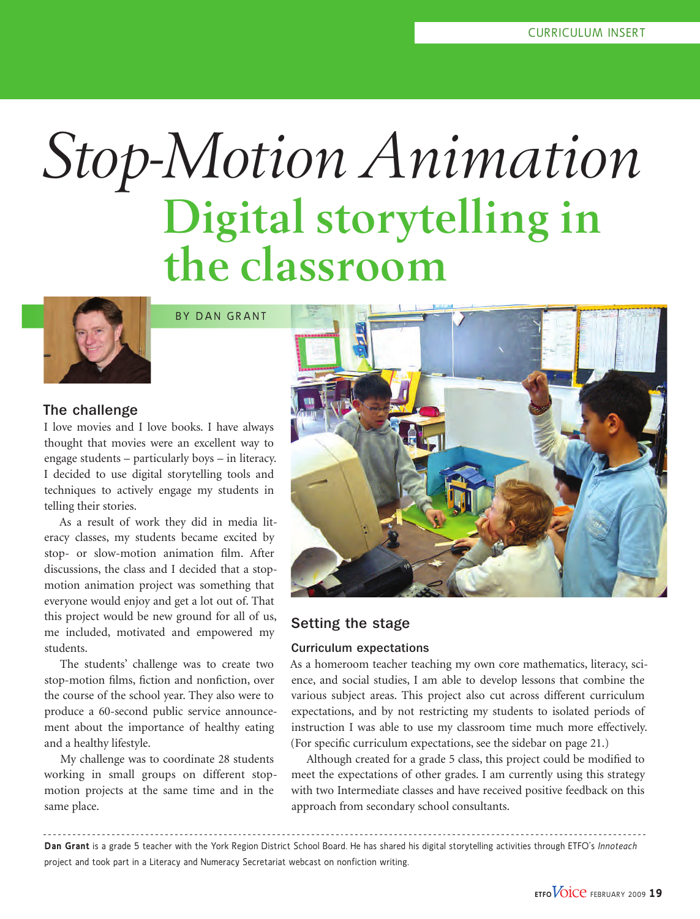CURRICULUM INSERT

# Stop-Motion Animation

## Digital storytelling in the classroom

BY DAN GRANT

### The challenge

I love movies and I love books. I have always thought that movies were an excellent way to engage students – particularly boys – in literacy. I decided to use digital storytelling tools and techniques to actively engage my students in telling their stories.

As a result of work they did in media literacy classes, my students became excited by stop- or slow-motion animation film. After discussions, the class and I decided that a stop-motion animation project was something that everyone would enjoy and get a lot out of. That this project would be new ground for all of us, me included, motivated and empowered my students.

The students' challenge was to create two stop-motion films, fiction and nonfiction, over the course of the school year. They also were to produce a 60-second public service announcement about the importance of healthy eating and a healthy lifestyle.

My challenge was to coordinate 28 students working in small groups on different stop-motion projects at the same time and in the same place.

### Setting the stage

#### Curriculum expectations

As a homeroom teacher teaching my own core mathematics, literacy, science, and social studies, I am able to develop lessons that combine the various subject areas. This project also cut across different curriculum expectations, and by not restricting my students to isolated periods of instruction I was able to use my classroom time much more effectively. (For specific curriculum expectations, see the sidebar on page 21.)

Although created for a grade 5 class, this project could be modified to meet the expectations of other grades. I am currently using this strategy with two Intermediate classes and have received positive feedback on this approach from secondary school consultants.

---

**Dan Grant** is a grade 5 teacher with the York Region District School Board. He has shared his digital storytelling activities through ETFO's *Innoteach* project and took part in a Literacy and Numeracy Secretariat webcast on nonfiction writing.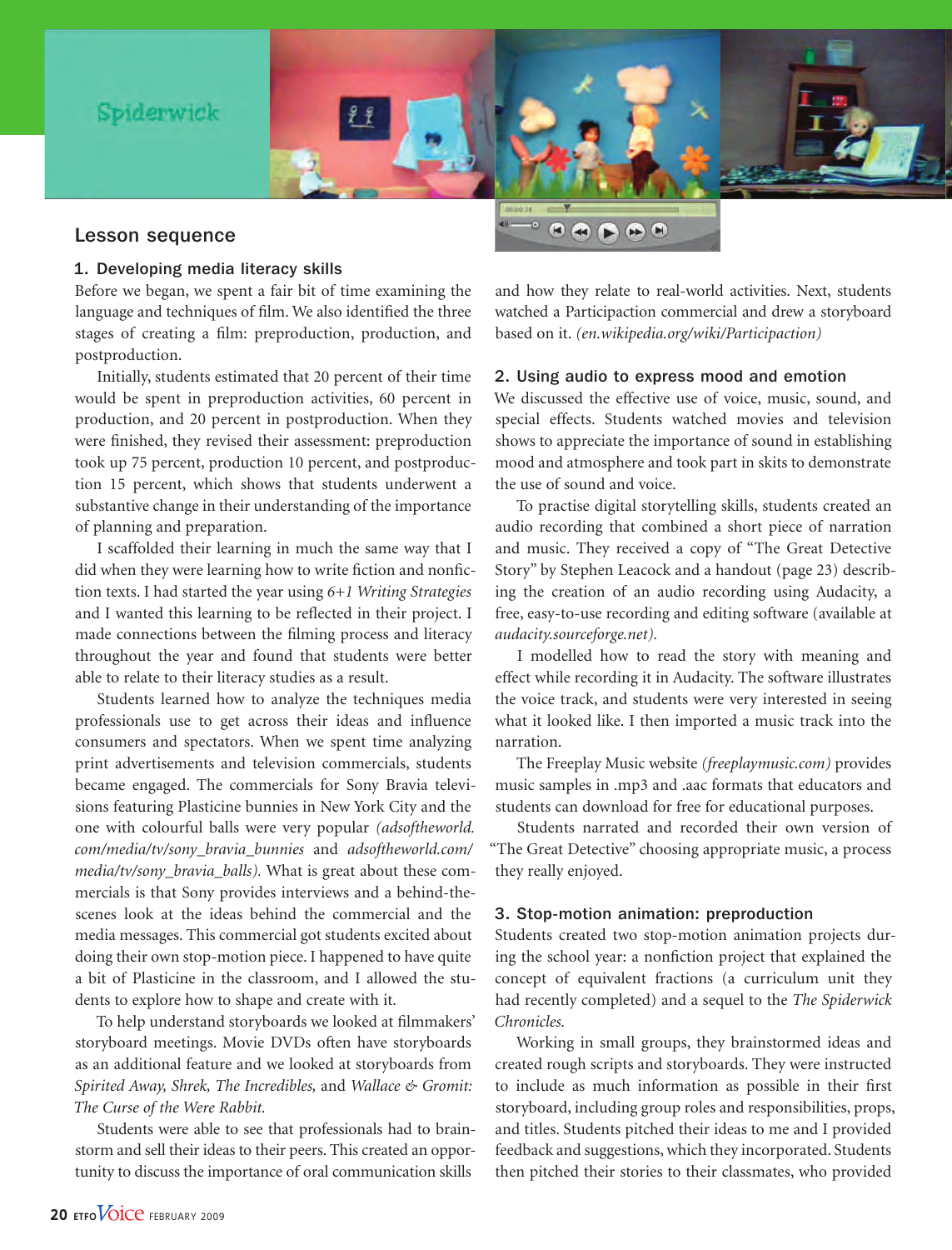## Lesson sequence

### 1. Developing media literacy skills

Before we began, we spent a fair bit of time examining the language and techniques of film. We also identified the three stages of creating a film: preproduction, production, and postproduction.

Initially, students estimated that 20 percent of their time would be spent in preproduction activities, 60 percent in production, and 20 percent in postproduction. When they were finished, they revised their assessment: preproduction took up 75 percent, production 10 percent, and postproduction 15 percent, which shows that students underwent a substantive change in their understanding of the importance of planning and preparation.

I scaffolded their learning in much the same way that I did when they were learning how to write fiction and nonfiction texts. I had started the year using *6+1 Writing Strategies* and I wanted this learning to be reflected in their project. I made connections between the filming process and literacy throughout the year and found that students were better able to relate to their literacy studies as a result.

Students learned how to analyze the techniques media professionals use to get across their ideas and influence consumers and spectators. When we spent time analyzing print advertisements and television commercials, students became engaged. The commercials for Sony Bravia televisions featuring Plasticine bunnies in New York City and the one with colourful balls were very popular *(adsoftheworld.com/media/tv/sony_bravia_bunnies* and *adsoftheworld.com/media/tv/sony_bravia_balls)*. What is great about these commercials is that Sony provides interviews and a behind-the-scenes look at the ideas behind the commercial and the media messages. This commercial got students excited about doing their own stop-motion piece. I happened to have quite a bit of Plasticine in the classroom, and I allowed the students to explore how to shape and create with it.

To help understand storyboards we looked at filmmakers' storyboard meetings. Movie DVDs often have storyboards as an additional feature and we looked at storyboards from *Spirited Away, Shrek, The Incredibles,* and *Wallace & Gromit: The Curse of the Were Rabbit.*

Students were able to see that professionals had to brainstorm and sell their ideas to their peers. This created an opportunity to discuss the importance of oral communication skills and how they relate to real-world activities. Next, students watched a Participaction commercial and drew a storyboard based on it. *(en.wikipedia.org/wiki/Participaction)*

### 2. Using audio to express mood and emotion

We discussed the effective use of voice, music, sound, and special effects. Students watched movies and television shows to appreciate the importance of sound in establishing mood and atmosphere and took part in skits to demonstrate the use of sound and voice.

To practise digital storytelling skills, students created an audio recording that combined a short piece of narration and music. They received a copy of "The Great Detective Story" by Stephen Leacock and a handout (page 23) describing the creation of an audio recording using Audacity, a free, easy-to-use recording and editing software (available at *audacity.sourceforge.net).*

I modelled how to read the story with meaning and effect while recording it in Audacity. The software illustrates the voice track, and students were very interested in seeing what it looked like. I then imported a music track into the narration.

The Freeplay Music website *(freeplaymusic.com)* provides music samples in .mp3 and .aac formats that educators and students can download for free for educational purposes.

Students narrated and recorded their own version of "The Great Detective" choosing appropriate music, a process they really enjoyed.

### 3. Stop-motion animation: preproduction

Students created two stop-motion animation projects during the school year: a nonfiction project that explained the concept of equivalent fractions (a curriculum unit they had recently completed) and a sequel to the *The Spiderwick Chronicles.*

Working in small groups, they brainstormed ideas and created rough scripts and storyboards. They were instructed to include as much information as possible in their first storyboard, including group roles and responsibilities, props, and titles. Students pitched their ideas to me and I provided feedback and suggestions, which they incorporated. Students then pitched their stories to their classmates, who provided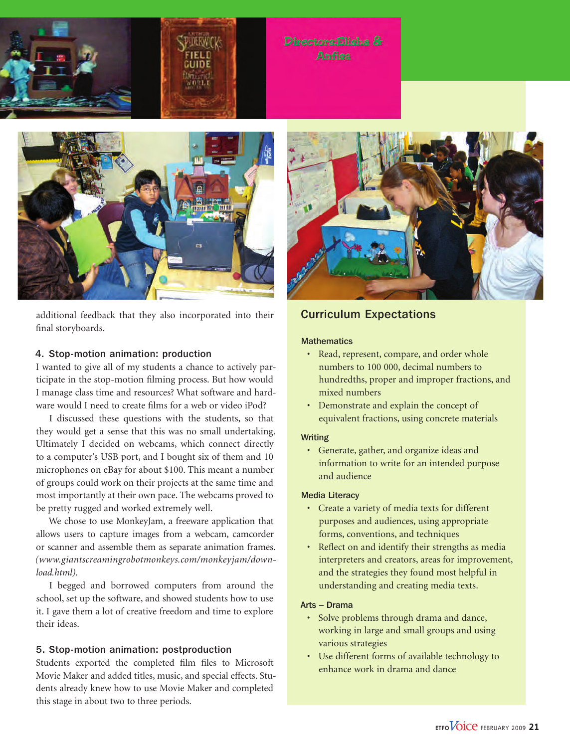Directors:Elisha & Anfisa

additional feedback that they also incorporated into their final storyboards.

### 4. Stop-motion animation: production

I wanted to give all of my students a chance to actively participate in the stop-motion filming process. But how would I manage class time and resources? What software and hardware would I need to create films for a web or video iPod?

I discussed these questions with the students, so that they would get a sense that this was no small undertaking. Ultimately I decided on webcams, which connect directly to a computer's USB port, and I bought six of them and 10 microphones on eBay for about $100. This meant a number of groups could work on their projects at the same time and most importantly at their own pace. The webcams proved to be pretty rugged and worked extremely well.

We chose to use MonkeyJam, a freeware application that allows users to capture images from a webcam, camcorder or scanner and assemble them as separate animation frames. *(www.giantscreamingrobotmonkeys.com/monkeyjam/download.html).*

I begged and borrowed computers from around the school, set up the software, and showed students how to use it. I gave them a lot of creative freedom and time to explore their ideas.

### 5. Stop-motion animation: postproduction

Students exported the completed film files to Microsoft Movie Maker and added titles, music, and special effects. Students already knew how to use Movie Maker and completed this stage in about two to three periods.

## Curriculum Expectations

**Mathematics**

- Read, represent, compare, and order whole numbers to 100 000, decimal numbers to hundredths, proper and improper fractions, and mixed numbers
- Demonstrate and explain the concept of equivalent fractions, using concrete materials

**Writing**

- Generate, gather, and organize ideas and information to write for an intended purpose and audience

**Media Literacy**

- Create a variety of media texts for different purposes and audiences, using appropriate forms, conventions, and techniques
- Reflect on and identify their strengths as media interpreters and creators, areas for improvement, and the strategies they found most helpful in understanding and creating media texts.

**Arts – Drama**

- Solve problems through drama and dance, working in large and small groups and using various strategies
- Use different forms of available technology to enhance work in drama and dance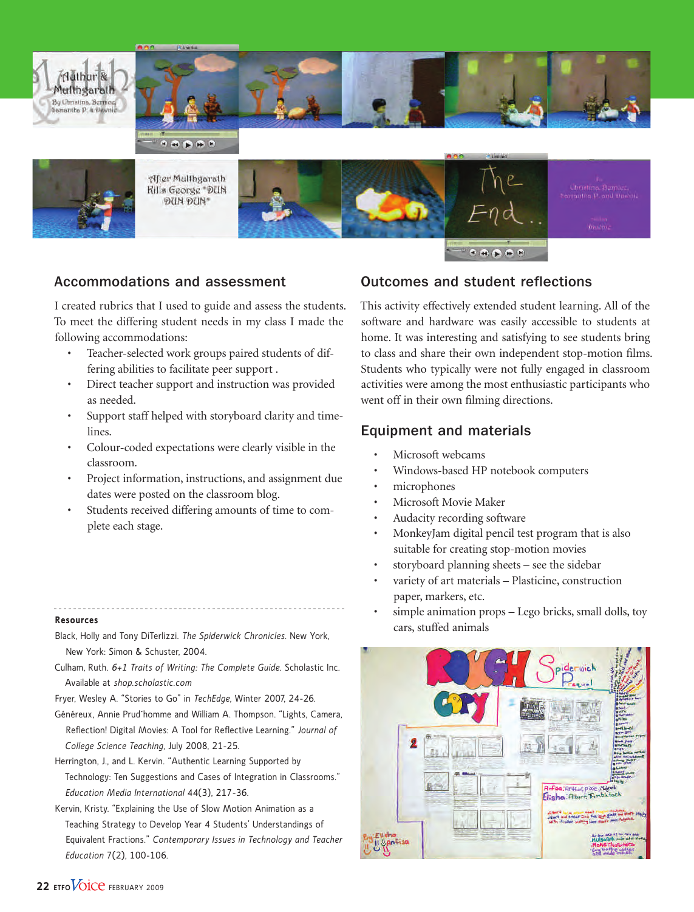## Accommodations and assessment

I created rubrics that I used to guide and assess the students. To meet the differing student needs in my class I made the following accommodations:

- Teacher-selected work groups paired students of differing abilities to facilitate peer support .
- Direct teacher support and instruction was provided as needed.
- Support staff helped with storyboard clarity and timelines.
- Colour-coded expectations were clearly visible in the classroom.
- Project information, instructions, and assignment due dates were posted on the classroom blog.
- Students received differing amounts of time to complete each stage.

### Resources

Black, Holly and Tony DiTerlizzi. *The Spiderwick Chronicles.* New York, New York: Simon & Schuster, 2004.

Culham, Ruth. *6+1 Traits of Writing: The Complete Guide.* Scholastic Inc. Available at *shop.scholastic.com*

Fryer, Wesley A. "Stories to Go" in *TechEdge,* Winter 2007, 24-26.

Généreux, Annie Prud'homme and William A. Thompson. "Lights, Camera, Reflection! Digital Movies: A Tool for Reflective Learning." *Journal of College Science Teaching,* July 2008, 21-25.

Herrington, J., and L. Kervin. "Authentic Learning Supported by Technology: Ten Suggestions and Cases of Integration in Classrooms." *Education Media International* 44(3), 217-36.

Kervin, Kristy. "Explaining the Use of Slow Motion Animation as a Teaching Strategy to Develop Year 4 Students' Understandings of Equivalent Fractions." *Contemporary Issues in Technology and Teacher Education* 7(2), 100-106.

## Outcomes and student reflections

This activity effectively extended student learning. All of the software and hardware was easily accessible to students at home. It was interesting and satisfying to see students bring to class and share their own independent stop-motion films. Students who typically were not fully engaged in classroom activities were among the most enthusiastic participants who went off in their own filming directions.

## Equipment and materials

- Microsoft webcams
- Windows-based HP notebook computers
- microphones
- Microsoft Movie Maker
- Audacity recording software
- MonkeyJam digital pencil test program that is also suitable for creating stop-motion movies
- storyboard planning sheets – see the sidebar
- variety of art materials – Plasticine, construction paper, markers, etc.
- simple animation props – Lego bricks, small dolls, toy cars, stuffed animals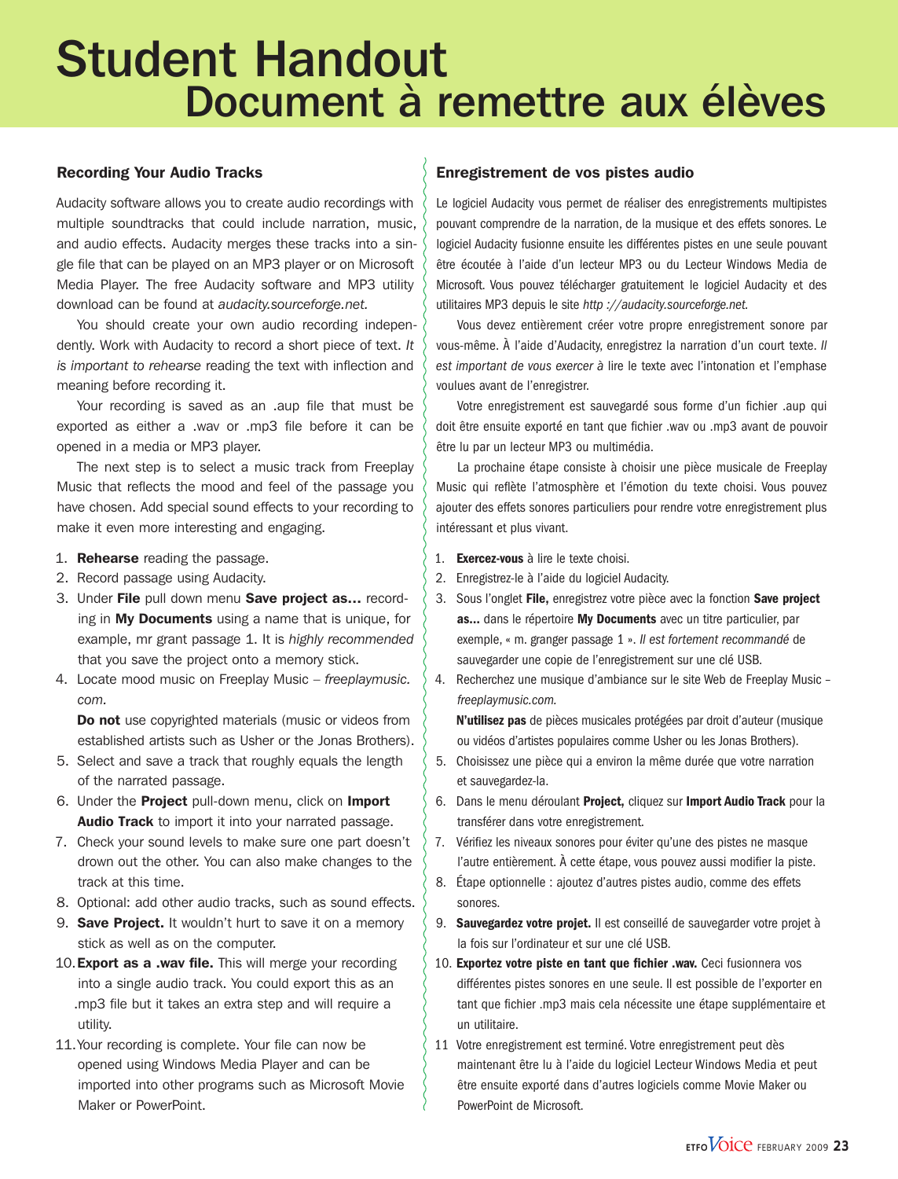# Student Handout
# Document à remettre aux élèves

## Recording Your Audio Tracks

Audacity software allows you to create audio recordings with multiple soundtracks that could include narration, music, and audio effects. Audacity merges these tracks into a single file that can be played on an MP3 player or on Microsoft Media Player. The free Audacity software and MP3 utility download can be found at *audacity.sourceforge.net.*

You should create your own audio recording independently. Work with Audacity to record a short piece of text. *It is important to rehearse* reading the text with inflection and meaning before recording it.

Your recording is saved as an .aup file that must be exported as either a .wav or .mp3 file before it can be opened in a media or MP3 player.

The next step is to select a music track from Freeplay Music that reflects the mood and feel of the passage you have chosen. Add special sound effects to your recording to make it even more interesting and engaging.

1. **Rehearse** reading the passage.
2. Record passage using Audacity.
3. Under **File** pull down menu **Save project as…** recording in **My Documents** using a name that is unique, for example, mr grant passage 1. It is *highly recommended* that you save the project onto a memory stick.
4. Locate mood music on Freeplay Music – *freeplaymusic.com.*

   **Do not** use copyrighted materials (music or videos from established artists such as Usher or the Jonas Brothers).
5. Select and save a track that roughly equals the length of the narrated passage.
6. Under the **Project** pull-down menu, click on **Import Audio Track** to import it into your narrated passage.
7. Check your sound levels to make sure one part doesn't drown out the other. You can also make changes to the track at this time.
8. Optional: add other audio tracks, such as sound effects.
9. **Save Project.** It wouldn't hurt to save it on a memory stick as well as on the computer.
10. **Export as a .wav file.** This will merge your recording into a single audio track. You could export this as an .mp3 file but it takes an extra step and will require a utility.
11. Your recording is complete. Your file can now be opened using Windows Media Player and can be imported into other programs such as Microsoft Movie Maker or PowerPoint.

## Enregistrement de vos pistes audio

Le logiciel Audacity vous permet de réaliser des enregistrements multipistes pouvant comprendre de la narration, de la musique et des effets sonores. Le logiciel Audacity fusionne ensuite les différentes pistes en une seule pouvant être écoutée à l'aide d'un lecteur MP3 ou du Lecteur Windows Media de Microsoft. Vous pouvez télécharger gratuitement le logiciel Audacity et des utilitaires MP3 depuis le site *http ://audacity.sourceforge.net.*

Vous devez entièrement créer votre propre enregistrement sonore par vous-même. À l'aide d'Audacity, enregistrez la narration d'un court texte. *Il est important de vous exercer à* lire le texte avec l'intonation et l'emphase voulues avant de l'enregistrer.

Votre enregistrement est sauvegardé sous forme d'un fichier .aup qui doit être ensuite exporté en tant que fichier .wav ou .mp3 avant de pouvoir être lu par un lecteur MP3 ou multimédia.

La prochaine étape consiste à choisir une pièce musicale de Freeplay Music qui reflète l'atmosphère et l'émotion du texte choisi. Vous pouvez ajouter des effets sonores particuliers pour rendre votre enregistrement plus intéressant et plus vivant.

1. **Exercez-vous** à lire le texte choisi.
2. Enregistrez-le à l'aide du logiciel Audacity.
3. Sous l'onglet **File,** enregistrez votre pièce avec la fonction **Save project as…** dans le répertoire **My Documents** avec un titre particulier, par exemple, « m. granger passage 1 ». *Il est fortement recommandé* de sauvegarder une copie de l'enregistrement sur une clé USB.
4. Recherchez une musique d'ambiance sur le site Web de Freeplay Music – *freeplaymusic.com.*

   **N'utilisez pas** de pièces musicales protégées par droit d'auteur (musique ou vidéos d'artistes populaires comme Usher ou les Jonas Brothers).
5. Choisissez une pièce qui a environ la même durée que votre narration et sauvegardez-la.
6. Dans le menu déroulant **Project,** cliquez sur **Import Audio Track** pour la transférer dans votre enregistrement.
7. Vérifiez les niveaux sonores pour éviter qu'une des pistes ne masque l'autre entièrement. À cette étape, vous pouvez aussi modifier la piste.
8. Étape optionnelle : ajoutez d'autres pistes audio, comme des effets sonores.
9. **Sauvegardez votre projet.** Il est conseillé de sauvegarder votre projet à la fois sur l'ordinateur et sur une clé USB.
10. **Exportez votre piste en tant que fichier .wav.** Ceci fusionnera vos différentes pistes sonores en une seule. Il est possible de l'exporter en tant que fichier .mp3 mais cela nécessite une étape supplémentaire et un utilitaire.
11. Votre enregistrement est terminé. Votre enregistrement peut dès maintenant être lu à l'aide du logiciel Lecteur Windows Media et peut être ensuite exporté dans d'autres logiciels comme Movie Maker ou PowerPoint de Microsoft.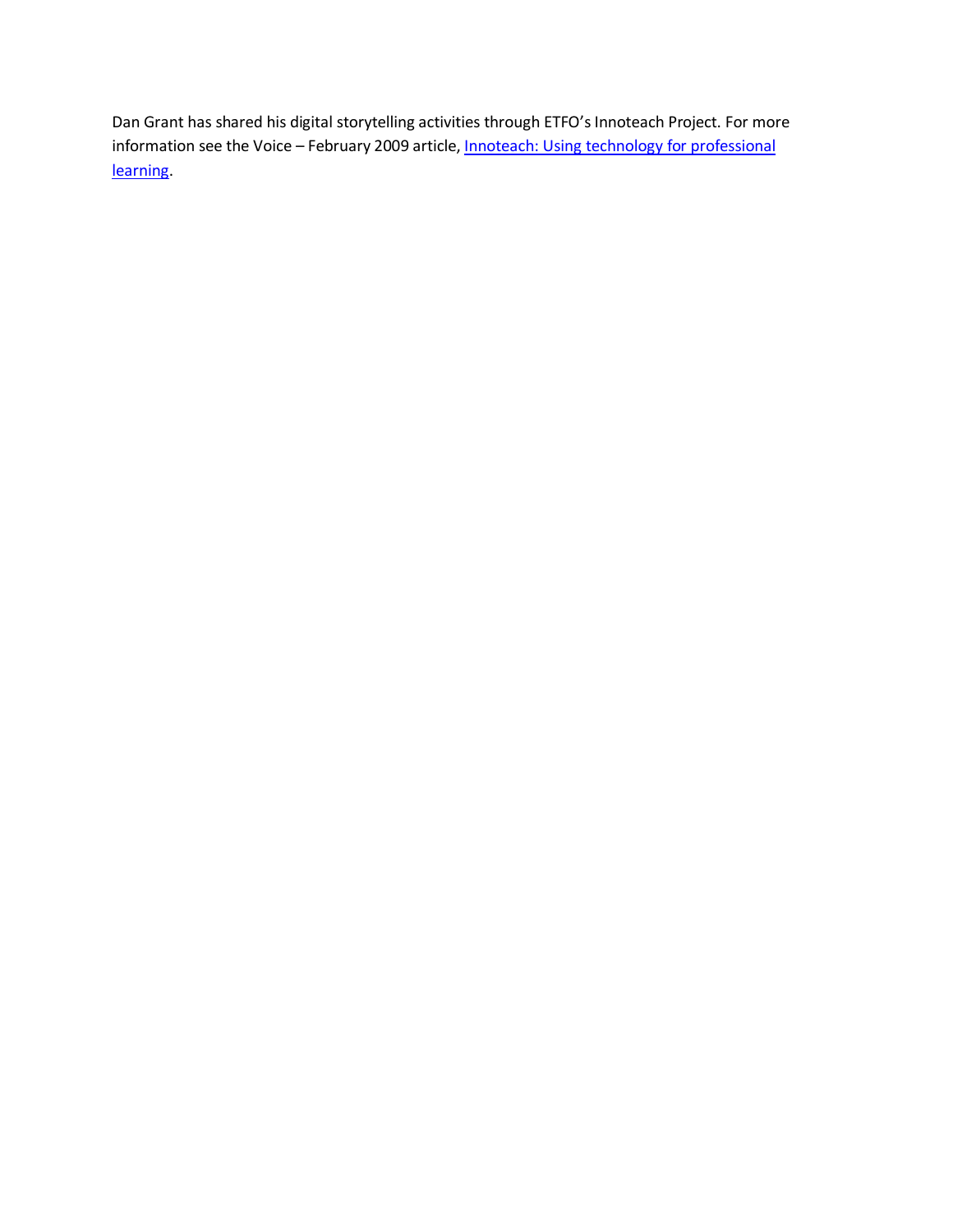Dan Grant has shared his digital storytelling activities through ETFO's Innoteach Project. For more information see the Voice – February 2009 article, Innoteach: Using technology for professional learning.